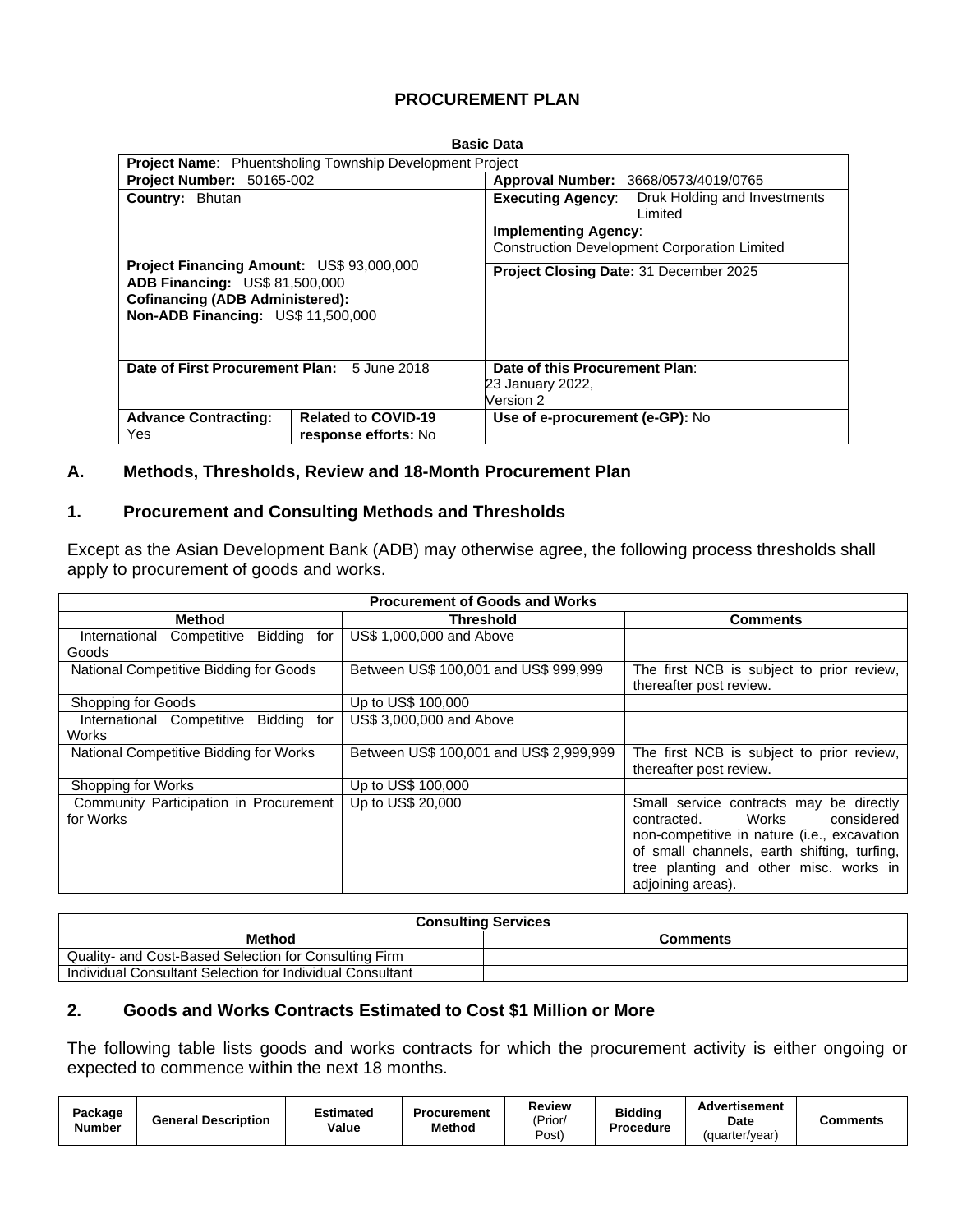# PROCUREMENT PLAN

**Basic Data**

| **Project Name**: Phuentsholing Township Development Project | | |
|---|---|---|
| **Project Number:** 50165-002 | | **Approval Number:** 3668/0573/4019/0765 |
| **Country:** Bhutan | | **Executing Agency**: Druk Holding and Investments Limited |
| **Project Financing Amount:** US$ 93,000,000<br>**ADB Financing:** US$ 81,500,000<br>**Cofinancing (ADB Administered):**<br>**Non-ADB Financing:** US$ 11,500,000 | | **Implementing Agency**: Construction Development Corporation Limited<br>**Project Closing Date:** 31 December 2025 |
| **Date of First Procurement Plan:** 5 June 2018 | | **Date of this Procurement Plan**: 23 January 2022, Version 2 |
| **Advance Contracting:** Yes | **Related to COVID-19 response efforts:** No | **Use of e-procurement (e-GP):** No |

## A. Methods, Thresholds, Review and 18-Month Procurement Plan

### 1. Procurement and Consulting Methods and Thresholds

Except as the Asian Development Bank (ADB) may otherwise agree, the following process thresholds shall apply to procurement of goods and works.

| Procurement of Goods and Works | | |
|---|---|---|
| **Method** | **Threshold** | **Comments** |
| International Competitive Bidding for Goods | US$ 1,000,000 and Above | |
| National Competitive Bidding for Goods | Between US$ 100,001 and US$ 999,999 | The first NCB is subject to prior review, thereafter post review. |
| Shopping for Goods | Up to US$ 100,000 | |
| International Competitive Bidding for Works | US$ 3,000,000 and Above | |
| National Competitive Bidding for Works | Between US$ 100,001 and US$ 2,999,999 | The first NCB is subject to prior review, thereafter post review. |
| Shopping for Works | Up to US$ 100,000 | |
| Community Participation in Procurement for Works | Up to US$ 20,000 | Small service contracts may be directly contracted. Works considered non-competitive in nature (i.e., excavation of small channels, earth shifting, turfing, tree planting and other misc. works in adjoining areas). |

| Consulting Services | |
|---|---|
| **Method** | **Comments** |
| Quality- and Cost-Based Selection for Consulting Firm | |
| Individual Consultant Selection for Individual Consultant | |

### 2. Goods and Works Contracts Estimated to Cost $1 Million or More

The following table lists goods and works contracts for which the procurement activity is either ongoing or expected to commence within the next 18 months.

| Package Number | General Description | Estimated Value | Procurement Method | Review (Prior/ Post) | Bidding Procedure | Advertisement Date (quarter/year) | Comments |
|---|---|---|---|---|---|---|---|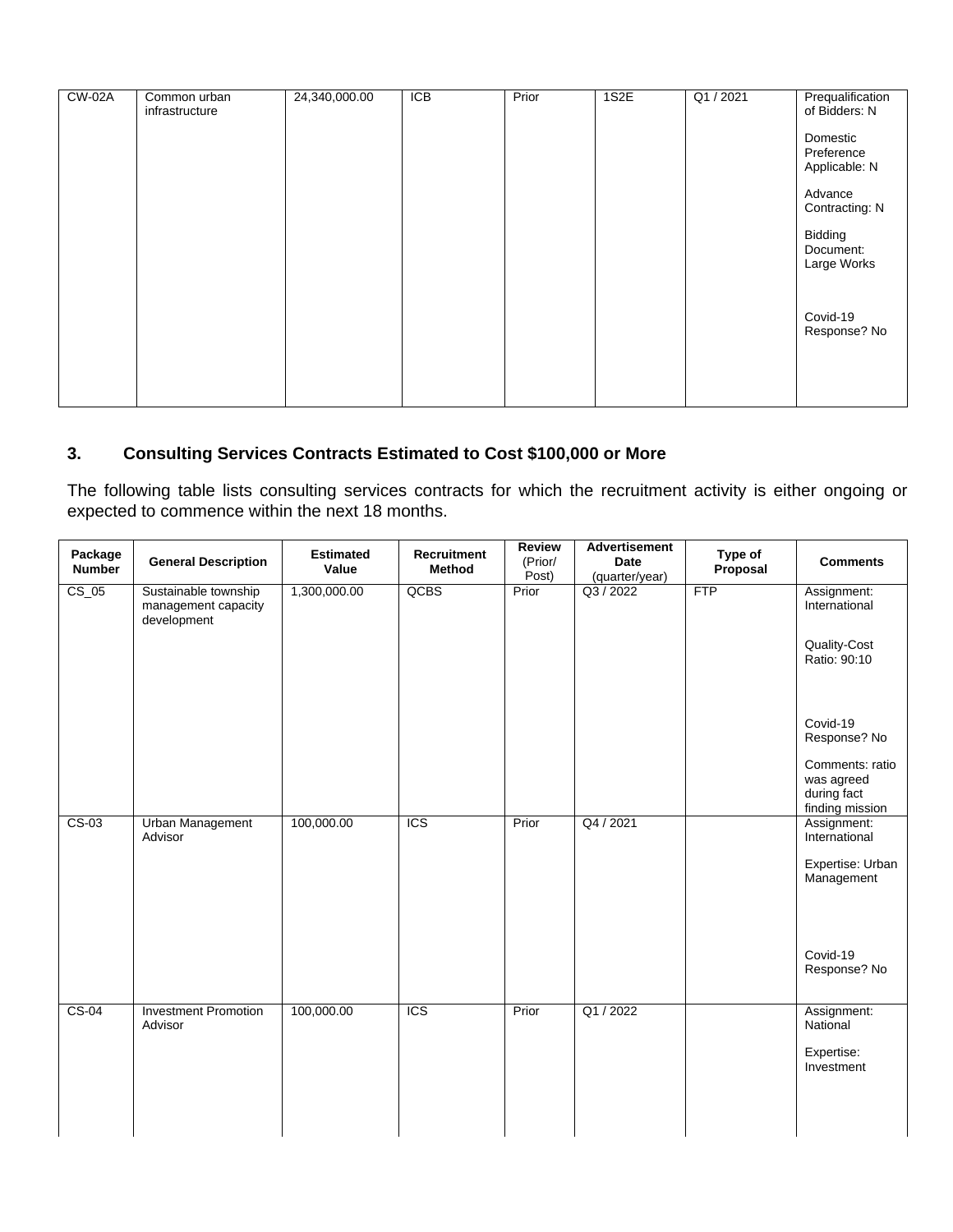| | | | | | | | |
|---|---|---|---|---|---|---|---|
| CW-02A | Common urban infrastructure | 24,340,000.00 | ICB | Prior | 1S2E | Q1 / 2021 | Prequalification of Bidders: N<br><br>Domestic Preference Applicable: N<br><br>Advance Contracting: N<br><br>Bidding Document: Large Works<br><br>Covid-19 Response? No |

### 3. Consulting Services Contracts Estimated to Cost $100,000 or More

The following table lists consulting services contracts for which the recruitment activity is either ongoing or expected to commence within the next 18 months.

| Package Number | General Description | Estimated Value | Recruitment Method | Review (Prior/ Post) | Advertisement Date (quarter/year) | Type of Proposal | Comments |
|---|---|---|---|---|---|---|---|
| CS_05 | Sustainable township management capacity development | 1,300,000.00 | QCBS | Prior | Q3 / 2022 | FTP | Assignment: International<br><br>Quality-Cost Ratio: 90:10<br><br>Covid-19 Response? No<br><br>Comments: ratio was agreed during fact finding mission |
| CS-03 | Urban Management Advisor | 100,000.00 | ICS | Prior | Q4 / 2021 | | Assignment: International<br><br>Expertise: Urban Management<br><br>Covid-19 Response? No |
| CS-04 | Investment Promotion Advisor | 100,000.00 | ICS | Prior | Q1 / 2022 | | Assignment: National<br><br>Expertise: Investment |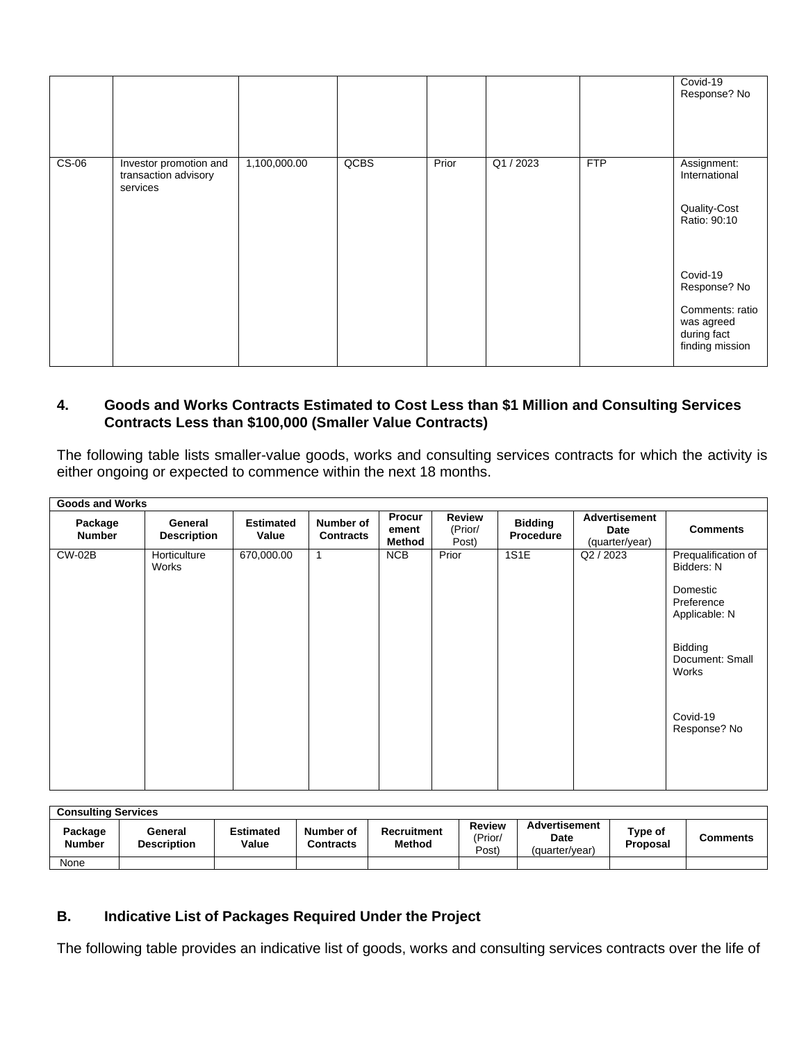| | | | | | | | |
|---|---|---|---|---|---|---|---|
| | | | | | | | Covid-19 Response? No |
| CS-06 | Investor promotion and transaction advisory services | 1,100,000.00 | QCBS | Prior | Q1 / 2023 | FTP | Assignment: International<br><br>Quality-Cost Ratio: 90:10<br><br>Covid-19 Response? No<br><br>Comments: ratio was agreed during fact finding mission |

### 4. Goods and Works Contracts Estimated to Cost Less than $1 Million and Consulting Services Contracts Less than $100,000 (Smaller Value Contracts)

The following table lists smaller-value goods, works and consulting services contracts for which the activity is either ongoing or expected to commence within the next 18 months.

| Goods and Works | | | | | | | | |
|---|---|---|---|---|---|---|---|---|
| **Package Number** | **General Description** | **Estimated Value** | **Number of Contracts** | **Procurement Method** | **Review** (Prior/ Post) | **Bidding Procedure** | **Advertisement Date** (quarter/year) | **Comments** |
| CW-02B | Horticulture Works | 670,000.00 | 1 | NCB | Prior | 1S1E | Q2 / 2023 | Prequalification of Bidders: N<br><br>Domestic Preference Applicable: N<br><br>Bidding Document: Small Works<br><br>Covid-19 Response? No |

| Consulting Services | | | | | | | | |
|---|---|---|---|---|---|---|---|---|
| **Package Number** | **General Description** | **Estimated Value** | **Number of Contracts** | **Recruitment Method** | **Review** (Prior/ Post) | **Advertisement Date** (quarter/year) | **Type of Proposal** | **Comments** |
| None | | | | | | | | |

## B. Indicative List of Packages Required Under the Project

The following table provides an indicative list of goods, works and consulting services contracts over the life of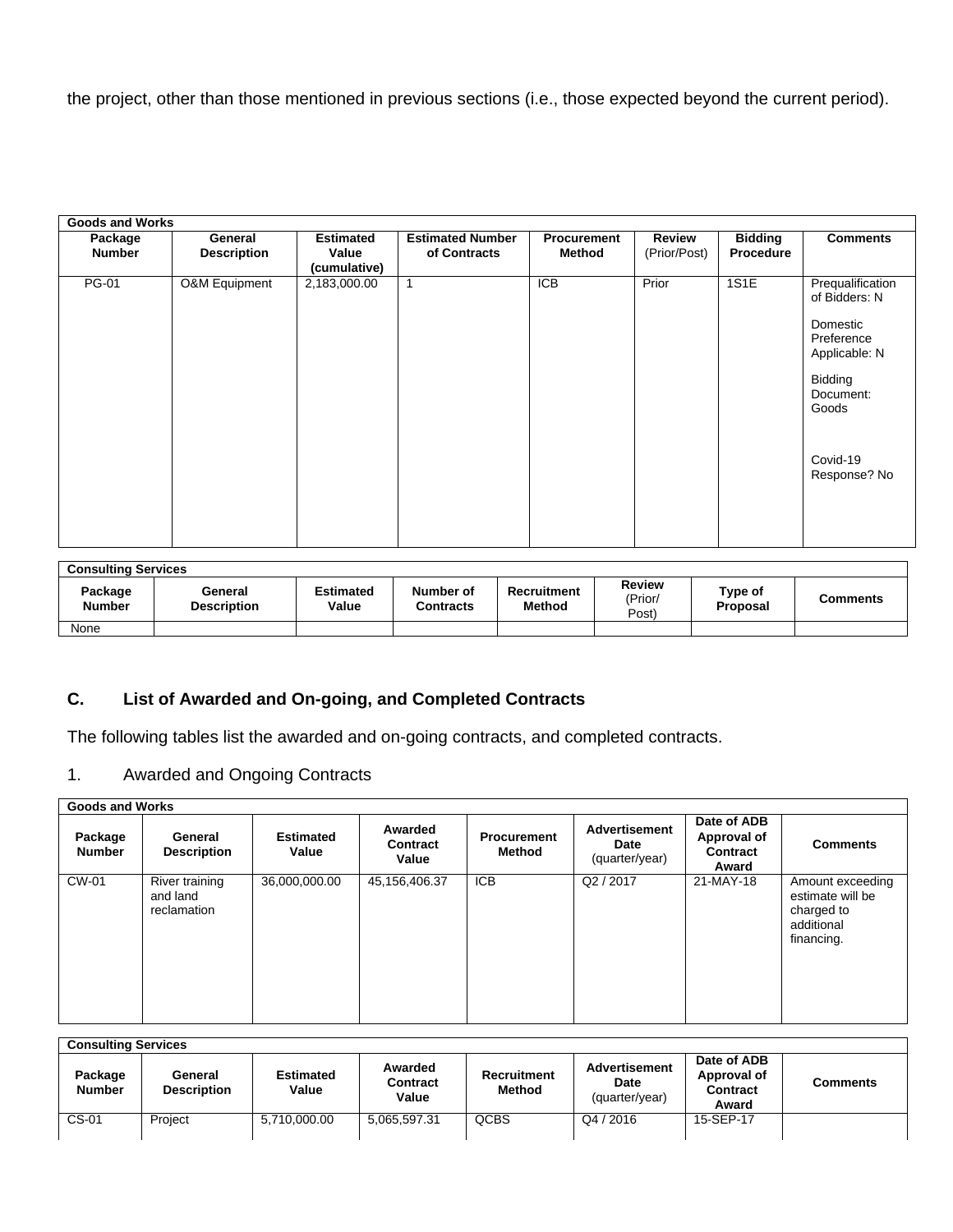the project, other than those mentioned in previous sections (i.e., those expected beyond the current period).

| Goods and Works | | | | | | | |
|---|---|---|---|---|---|---|---|
| Package Number | General Description | Estimated Value (cumulative) | Estimated Number of Contracts | Procurement Method | Review (Prior/Post) | Bidding Procedure | Comments |
| PG-01 | O&M Equipment | 2,183,000.00 | 1 | ICB | Prior | 1S1E | Prequalification of Bidders: N<br><br>Domestic Preference Applicable: N<br><br>Bidding Document: Goods<br><br>Covid-19 Response? No |

| Consulting Services | | | | | | | |
|---|---|---|---|---|---|---|---|
| Package Number | General Description | Estimated Value | Number of Contracts | Recruitment Method | Review (Prior/ Post) | Type of Proposal | Comments |
| None | | | | | | | |

## C. List of Awarded and On-going, and Completed Contracts

The following tables list the awarded and on-going contracts, and completed contracts.

### 1. Awarded and Ongoing Contracts

| Goods and Works | | | | | | | |
|---|---|---|---|---|---|---|---|
| Package Number | General Description | Estimated Value | Awarded Contract Value | Procurement Method | Advertisement Date (quarter/year) | Date of ADB Approval of Contract Award | Comments |
| CW-01 | River training and land reclamation | 36,000,000.00 | 45,156,406.37 | ICB | Q2 / 2017 | 21-MAY-18 | Amount exceeding estimate will be charged to additional financing. |

| Consulting Services | | | | | | | |
|---|---|---|---|---|---|---|---|
| Package Number | General Description | Estimated Value | Awarded Contract Value | Recruitment Method | Advertisement Date (quarter/year) | Date of ADB Approval of Contract Award | Comments |
| CS-01 | Project | 5,710,000.00 | 5,065,597.31 | QCBS | Q4 / 2016 | 15-SEP-17 | |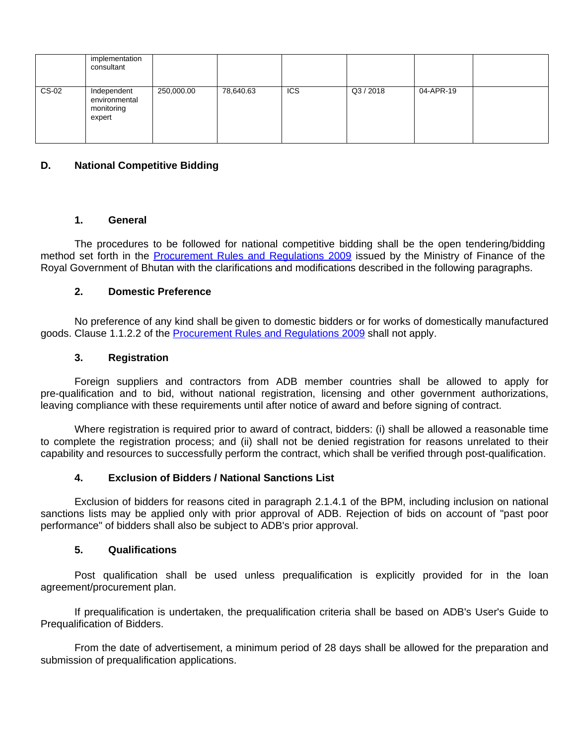|  | implementation consultant |  |  |  |  |  |  |
|---|---|---|---|---|---|---|---|
| CS-02 | Independent environmental monitoring expert | 250,000.00 | 78,640.63 | ICS | Q3 / 2018 | 04-APR-19 |  |

## D. National Competitive Bidding

### 1. General

The procedures to be followed for national competitive bidding shall be the open tendering/bidding method set forth in the Procurement Rules and Regulations 2009 issued by the Ministry of Finance of the Royal Government of Bhutan with the clarifications and modifications described in the following paragraphs.

### 2. Domestic Preference

No preference of any kind shall be given to domestic bidders or for works of domestically manufactured goods. Clause 1.1.2.2 of the Procurement Rules and Regulations 2009 shall not apply.

### 3. Registration

Foreign suppliers and contractors from ADB member countries shall be allowed to apply for pre-qualification and to bid, without national registration, licensing and other government authorizations, leaving compliance with these requirements until after notice of award and before signing of contract.

Where registration is required prior to award of contract, bidders: (i) shall be allowed a reasonable time to complete the registration process; and (ii) shall not be denied registration for reasons unrelated to their capability and resources to successfully perform the contract, which shall be verified through post-qualification.

### 4. Exclusion of Bidders / National Sanctions List

Exclusion of bidders for reasons cited in paragraph 2.1.4.1 of the BPM, including inclusion on national sanctions lists may be applied only with prior approval of ADB. Rejection of bids on account of "past poor performance" of bidders shall also be subject to ADB's prior approval.

### 5. Qualifications

Post qualification shall be used unless prequalification is explicitly provided for in the loan agreement/procurement plan.

If prequalification is undertaken, the prequalification criteria shall be based on ADB's User's Guide to Prequalification of Bidders.

From the date of advertisement, a minimum period of 28 days shall be allowed for the preparation and submission of prequalification applications.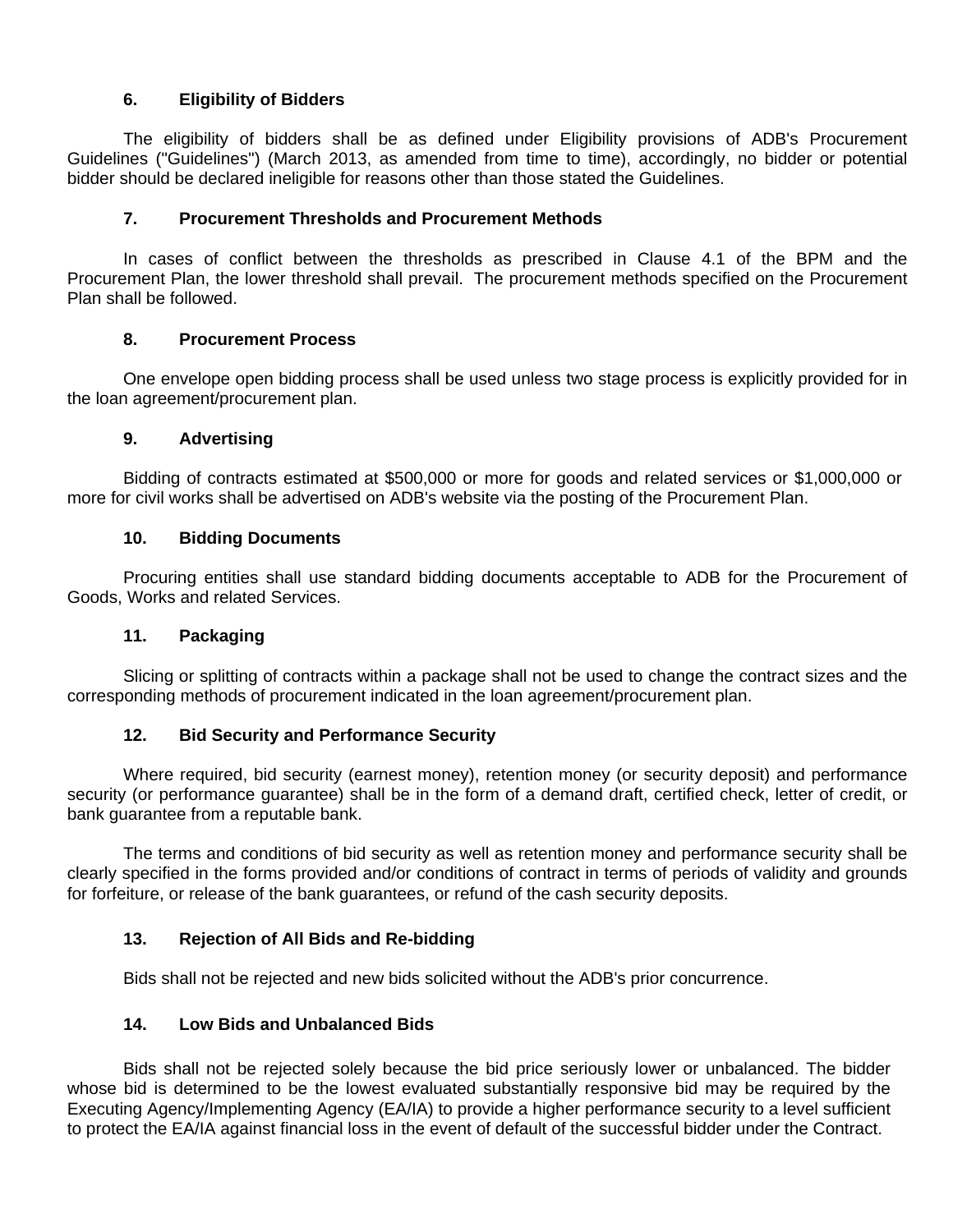### 6. Eligibility of Bidders

The eligibility of bidders shall be as defined under Eligibility provisions of ADB's Procurement Guidelines ("Guidelines") (March 2013, as amended from time to time), accordingly, no bidder or potential bidder should be declared ineligible for reasons other than those stated the Guidelines.

### 7. Procurement Thresholds and Procurement Methods

In cases of conflict between the thresholds as prescribed in Clause 4.1 of the BPM and the Procurement Plan, the lower threshold shall prevail. The procurement methods specified on the Procurement Plan shall be followed.

### 8. Procurement Process

One envelope open bidding process shall be used unless two stage process is explicitly provided for in the loan agreement/procurement plan.

### 9. Advertising

Bidding of contracts estimated at $500,000 or more for goods and related services or $1,000,000 or more for civil works shall be advertised on ADB's website via the posting of the Procurement Plan.

### 10. Bidding Documents

Procuring entities shall use standard bidding documents acceptable to ADB for the Procurement of Goods, Works and related Services.

### 11. Packaging

Slicing or splitting of contracts within a package shall not be used to change the contract sizes and the corresponding methods of procurement indicated in the loan agreement/procurement plan.

### 12. Bid Security and Performance Security

Where required, bid security (earnest money), retention money (or security deposit) and performance security (or performance guarantee) shall be in the form of a demand draft, certified check, letter of credit, or bank guarantee from a reputable bank.

The terms and conditions of bid security as well as retention money and performance security shall be clearly specified in the forms provided and/or conditions of contract in terms of periods of validity and grounds for forfeiture, or release of the bank guarantees, or refund of the cash security deposits.

### 13. Rejection of All Bids and Re-bidding

Bids shall not be rejected and new bids solicited without the ADB's prior concurrence.

### 14. Low Bids and Unbalanced Bids

Bids shall not be rejected solely because the bid price seriously lower or unbalanced. The bidder whose bid is determined to be the lowest evaluated substantially responsive bid may be required by the Executing Agency/Implementing Agency (EA/IA) to provide a higher performance security to a level sufficient to protect the EA/IA against financial loss in the event of default of the successful bidder under the Contract.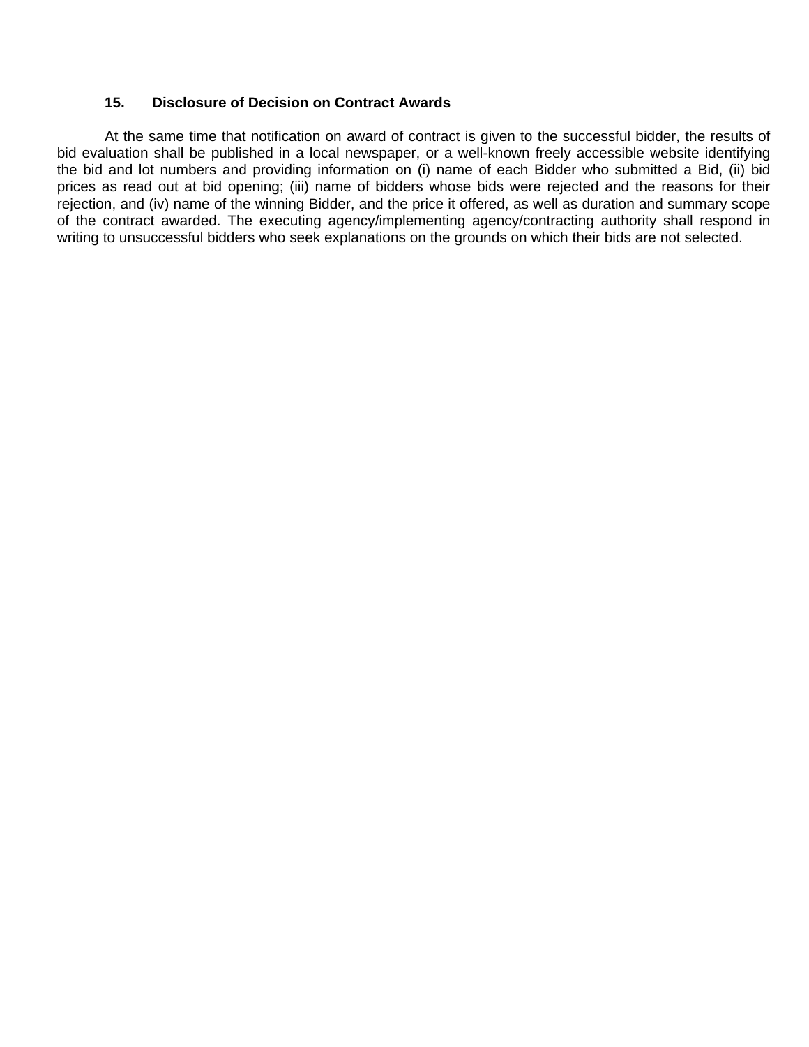### 15. Disclosure of Decision on Contract Awards

At the same time that notification on award of contract is given to the successful bidder, the results of bid evaluation shall be published in a local newspaper, or a well-known freely accessible website identifying the bid and lot numbers and providing information on (i) name of each Bidder who submitted a Bid, (ii) bid prices as read out at bid opening; (iii) name of bidders whose bids were rejected and the reasons for their rejection, and (iv) name of the winning Bidder, and the price it offered, as well as duration and summary scope of the contract awarded. The executing agency/implementing agency/contracting authority shall respond in writing to unsuccessful bidders who seek explanations on the grounds on which their bids are not selected.